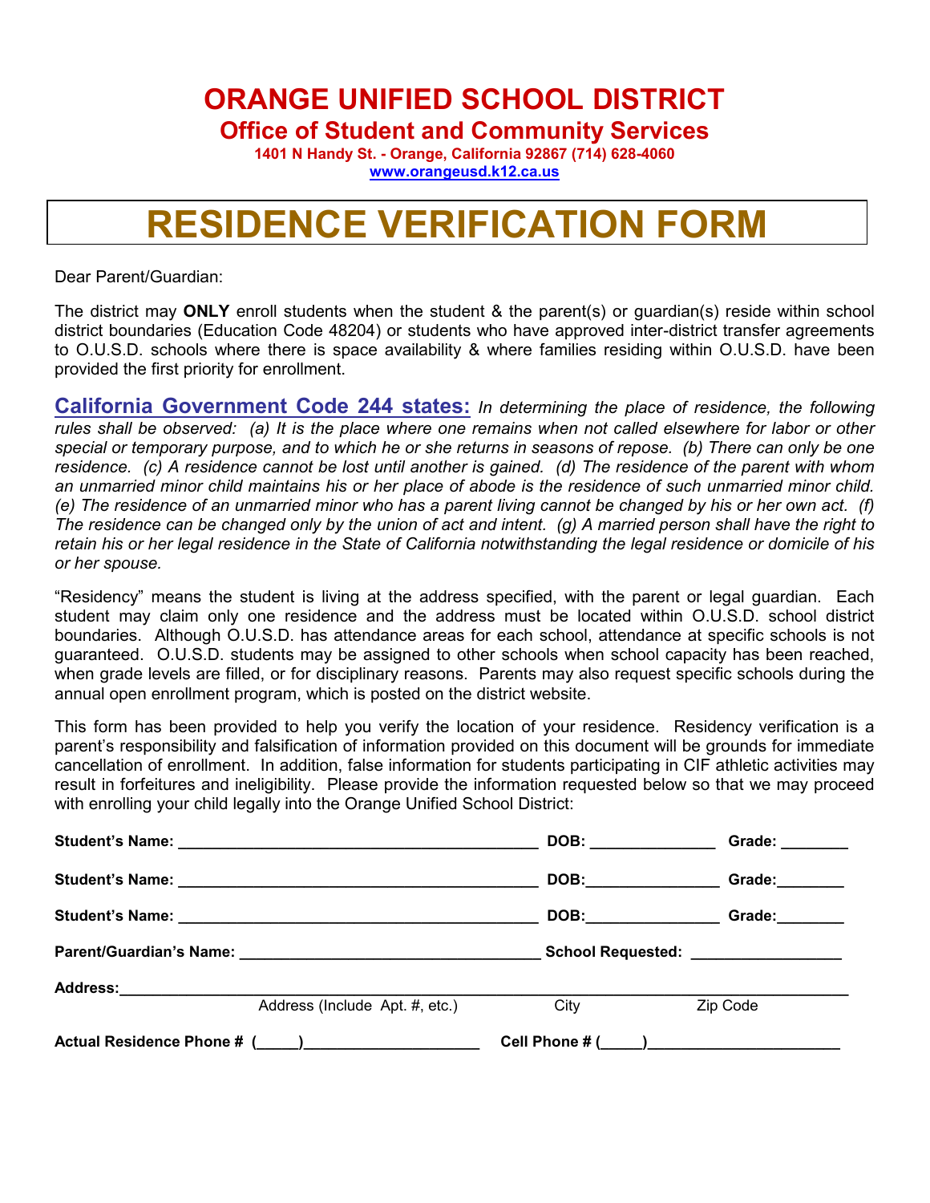# ORANGE UNIFIED SCHOOL DISTRICT

## Office of Student and Community Services

**1401 N Handy St. - Orange, California 92867 (714) 628-4060**
**www.orangeusd.k12.ca.us**

# RESIDENCE VERIFICATION FORM

Dear Parent/Guardian:

The district may **ONLY** enroll students when the student & the parent(s) or guardian(s) reside within school district boundaries (Education Code 48204) or students who have approved inter-district transfer agreements to O.U.S.D. schools where there is space availability & where families residing within O.U.S.D. have been provided the first priority for enrollment.

**California Government Code 244 states:** *In determining the place of residence, the following rules shall be observed: (a) It is the place where one remains when not called elsewhere for labor or other special or temporary purpose, and to which he or she returns in seasons of repose. (b) There can only be one residence. (c) A residence cannot be lost until another is gained. (d) The residence of the parent with whom an unmarried minor child maintains his or her place of abode is the residence of such unmarried minor child. (e) The residence of an unmarried minor who has a parent living cannot be changed by his or her own act. (f) The residence can be changed only by the union of act and intent. (g) A married person shall have the right to retain his or her legal residence in the State of California notwithstanding the legal residence or domicile of his or her spouse.*

"Residency" means the student is living at the address specified, with the parent or legal guardian. Each student may claim only one residence and the address must be located within O.U.S.D. school district boundaries. Although O.U.S.D. has attendance areas for each school, attendance at specific schools is not guaranteed. O.U.S.D. students may be assigned to other schools when school capacity has been reached, when grade levels are filled, or for disciplinary reasons. Parents may also request specific schools during the annual open enrollment program, which is posted on the district website.

This form has been provided to help you verify the location of your residence. Residency verification is a parent's responsibility and falsification of information provided on this document will be grounds for immediate cancellation of enrollment. In addition, false information for students participating in CIF athletic activities may result in forfeitures and ineligibility. Please provide the information requested below so that we may proceed with enrolling your child legally into the Orange Unified School District:

**Student's Name:** ___________________________________________ **DOB:** ______________ **Grade:** ________

**Student's Name:** ___________________________________________ **DOB:** ______________ **Grade:** ________

**Student's Name:** ___________________________________________ **DOB:** ______________ **Grade:** ________

**Parent/Guardian's Name:** ___________________________________ **School Requested:** _________________

**Address:** ______________________________________________________________________________

Address (Include Apt. #, etc.) City Zip Code

**Actual Residence Phone # (_____)** ____________________ **Cell Phone # (_____)** ______________________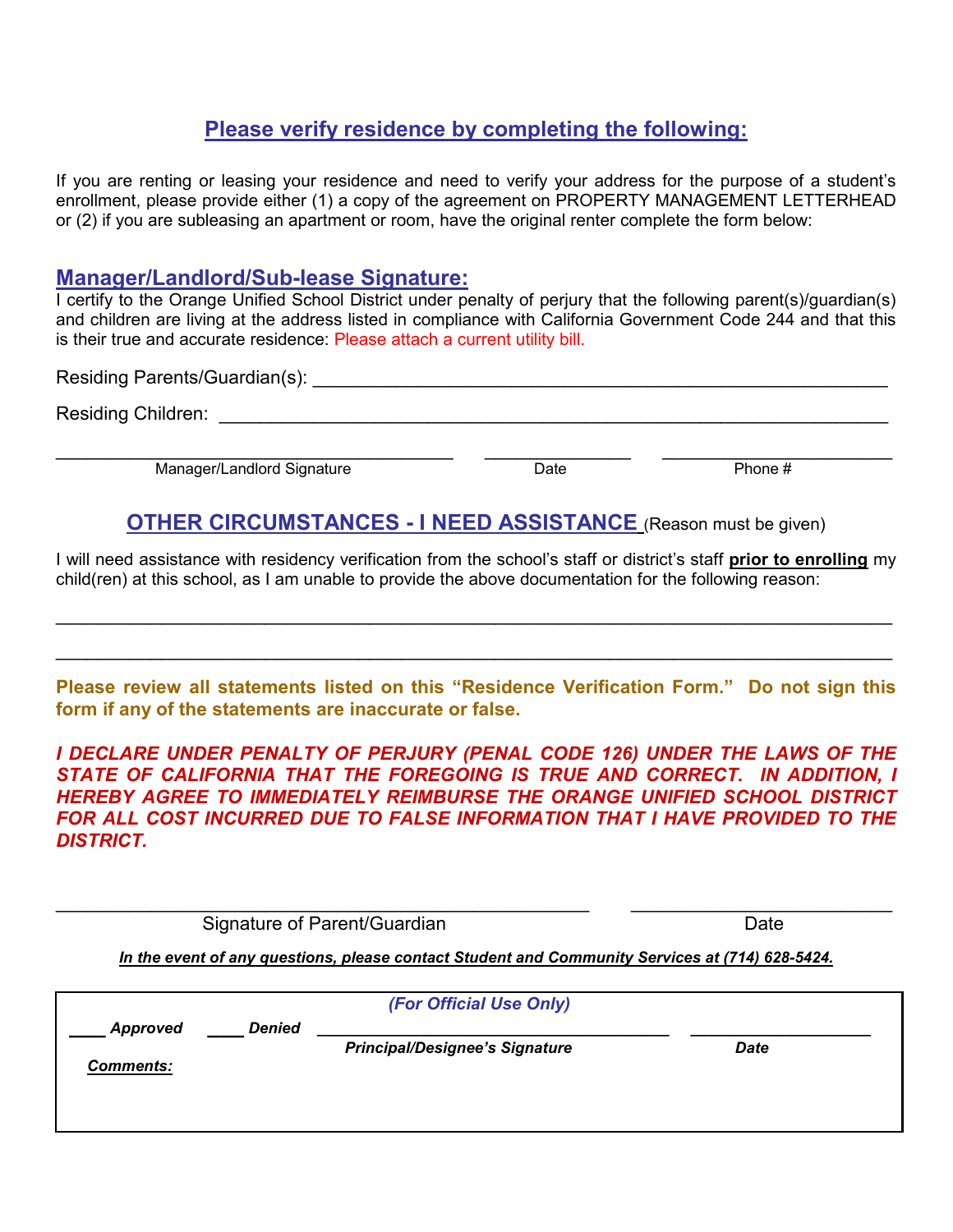## Please verify residence by completing the following:

If you are renting or leasing your residence and need to verify your address for the purpose of a student's enrollment, please provide either (1) a copy of the agreement on PROPERTY MANAGEMENT LETTERHEAD or (2) if you are subleasing an apartment or room, have the original renter complete the form below:

### Manager/Landlord/Sub-lease Signature:

I certify to the Orange Unified School District under penalty of perjury that the following parent(s)/guardian(s) and children are living at the address listed in compliance with California Government Code 244 and that this is their true and accurate residence: Please attach a current utility bill.

Residing Parents/Guardian(s): ____________________________________________________________

Residing Children: ____________________________________________________________

_______________________________ _______________ _______________________
Manager/Landlord Signature Date Phone #

### OTHER CIRCUMSTANCES - I NEED ASSISTANCE (Reason must be given)

I will need assistance with residency verification from the school's staff or district's staff **prior to enrolling** my child(ren) at this school, as I am unable to provide the above documentation for the following reason:

______________________________________________________________________________

______________________________________________________________________________

**Please review all statements listed on this "Residence Verification Form." Do not sign this form if any of the statements are inaccurate or false.**

***I DECLARE UNDER PENALTY OF PERJURY (PENAL CODE 126) UNDER THE LAWS OF THE STATE OF CALIFORNIA THAT THE FOREGOING IS TRUE AND CORRECT. IN ADDITION, I HEREBY AGREE TO IMMEDIATELY REIMBURSE THE ORANGE UNIFIED SCHOOL DISTRICT FOR ALL COST INCURRED DUE TO FALSE INFORMATION THAT I HAVE PROVIDED TO THE DISTRICT.***

_________________________________________ _____________________
Signature of Parent/Guardian Date

***In the event of any questions, please contact Student and Community Services at (714) 628-5424.***

*(For Official Use Only)*

**____ *Approved*** **____ *Denied*** _______________________________ _______________
***Principal/Designee's Signature*** ***Date***

***Comments:***